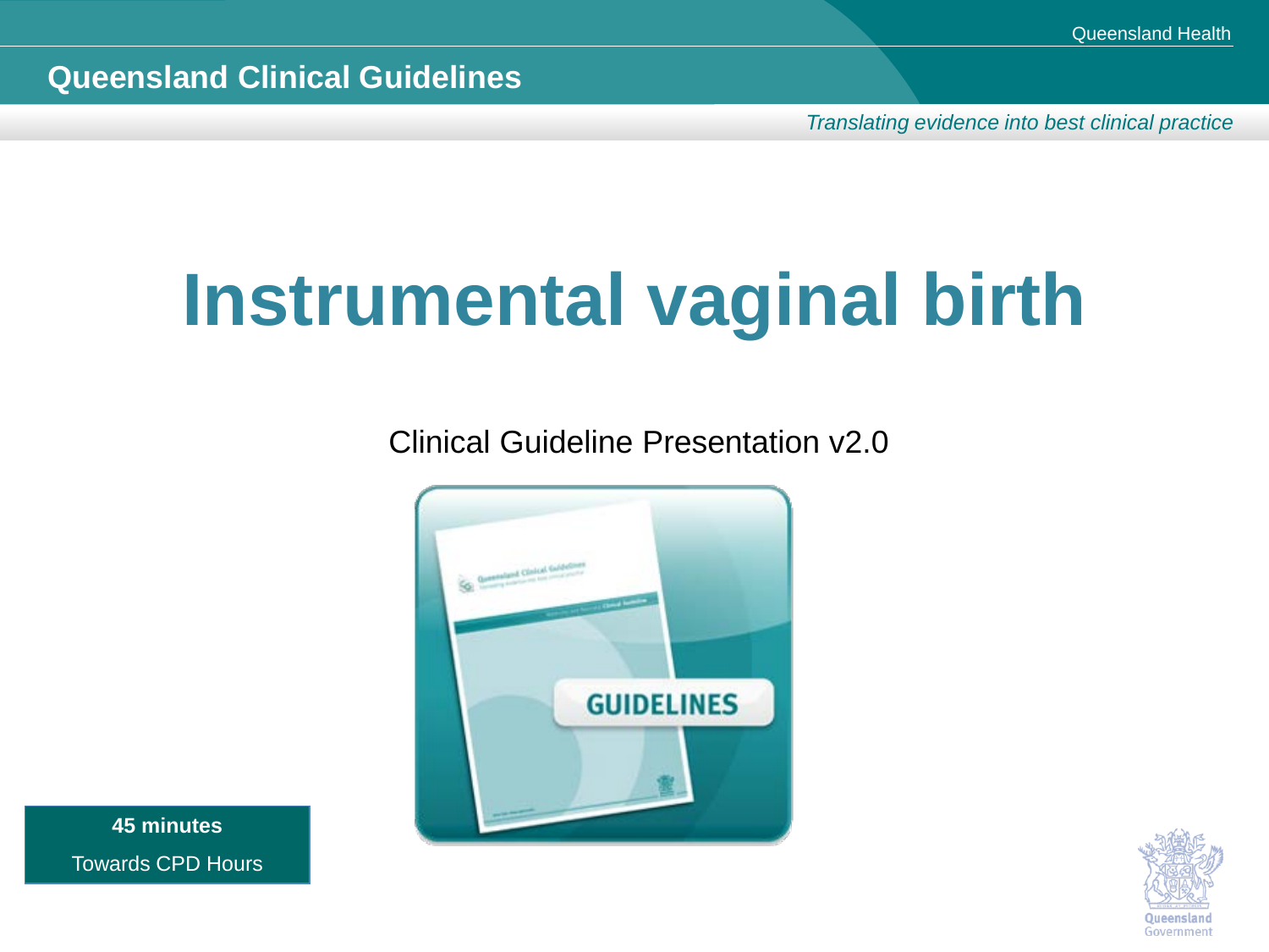Queensland Clinical Guidelines

*Translating evidence into best clinical practice*

# Instrumental vaginal birth

Clinical Guideline Presentation v2.0

**45 minutes**

Towards CPD Hours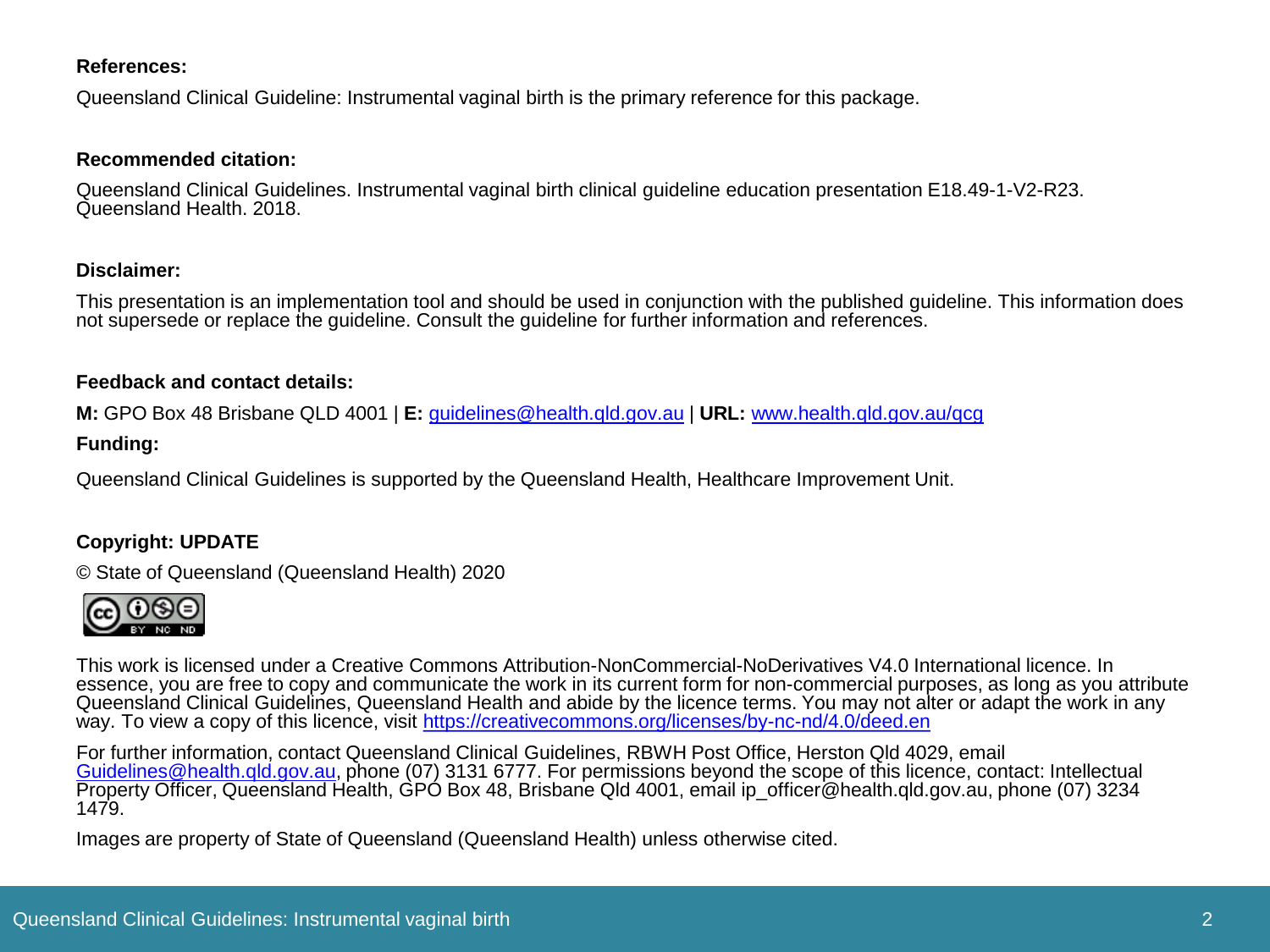**References:**

Queensland Clinical Guideline: Instrumental vaginal birth is the primary reference for this package.

**Recommended citation:**

Queensland Clinical Guidelines. Instrumental vaginal birth clinical guideline education presentation E18.49-1-V2-R23. Queensland Health. 2018.

**Disclaimer:**

This presentation is an implementation tool and should be used in conjunction with the published guideline. This information does not supersede or replace the guideline. Consult the guideline for further information and references.

**Feedback and contact details:**

**M:** GPO Box 48 Brisbane QLD 4001 | **E:** guidelines@health.qld.gov.au | **URL:** www.health.qld.gov.au/qcg

**Funding:**

Queensland Clinical Guidelines is supported by the Queensland Health, Healthcare Improvement Unit.

**Copyright: UPDATE**

© State of Queensland (Queensland Health) 2020

This work is licensed under a Creative Commons Attribution-NonCommercial-NoDerivatives V4.0 International licence. In essence, you are free to copy and communicate the work in its current form for non-commercial purposes, as long as you attribute Queensland Clinical Guidelines, Queensland Health and abide by the licence terms. You may not alter or adapt the work in any way. To view a copy of this licence, visit https://creativecommons.org/licenses/by-nc-nd/4.0/deed.en

For further information, contact Queensland Clinical Guidelines, RBWH Post Office, Herston Qld 4029, email Guidelines@health.qld.gov.au, phone (07) 3131 6777. For permissions beyond the scope of this licence, contact: Intellectual Property Officer, Queensland Health, GPO Box 48, Brisbane Qld 4001, email ip_officer@health.qld.gov.au, phone (07) 3234 1479.

Images are property of State of Queensland (Queensland Health) unless otherwise cited.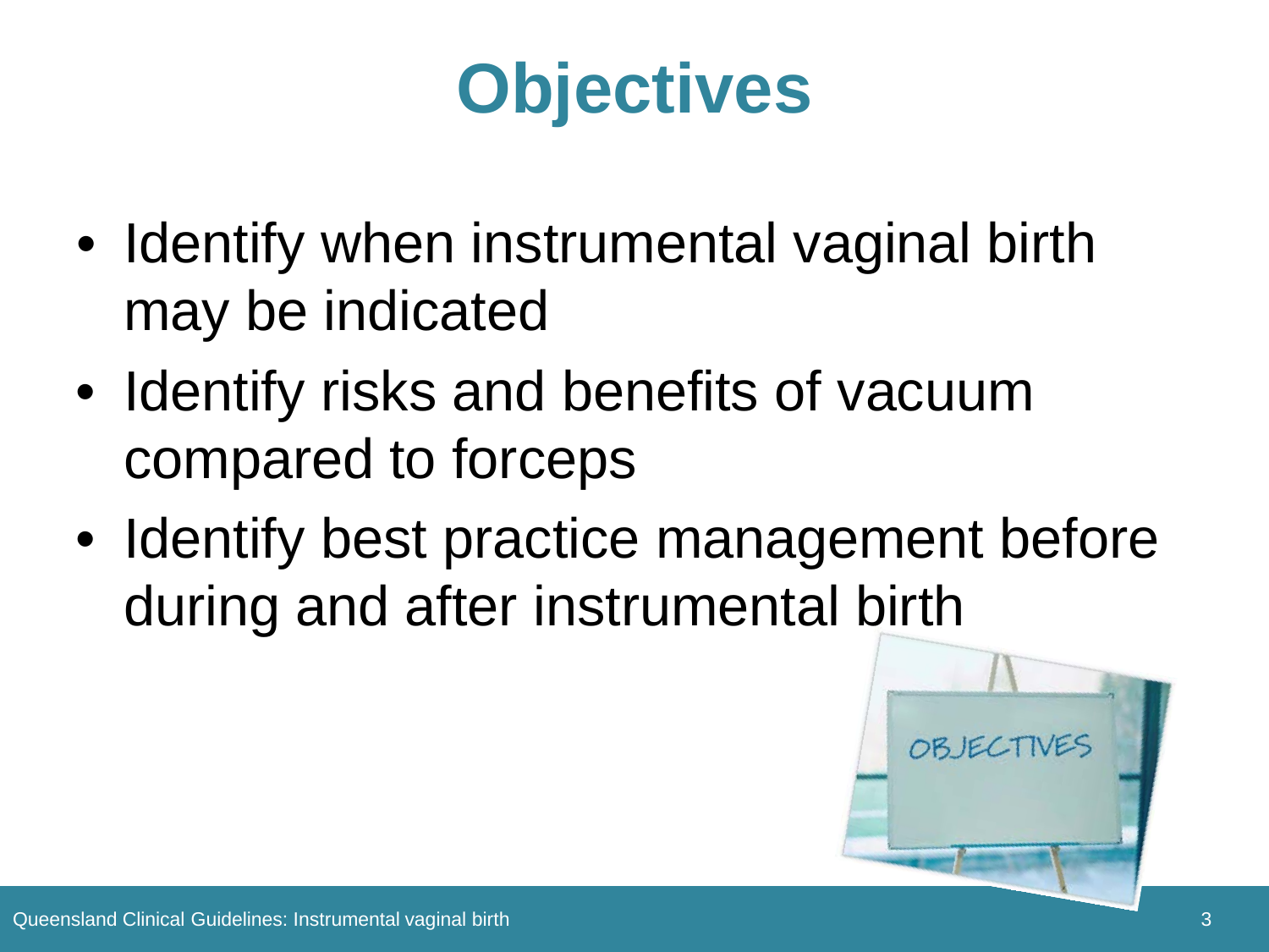# Objectives

- Identify when instrumental vaginal birth may be indicated
- Identify risks and benefits of vacuum compared to forceps
- Identify best practice management before during and after instrumental birth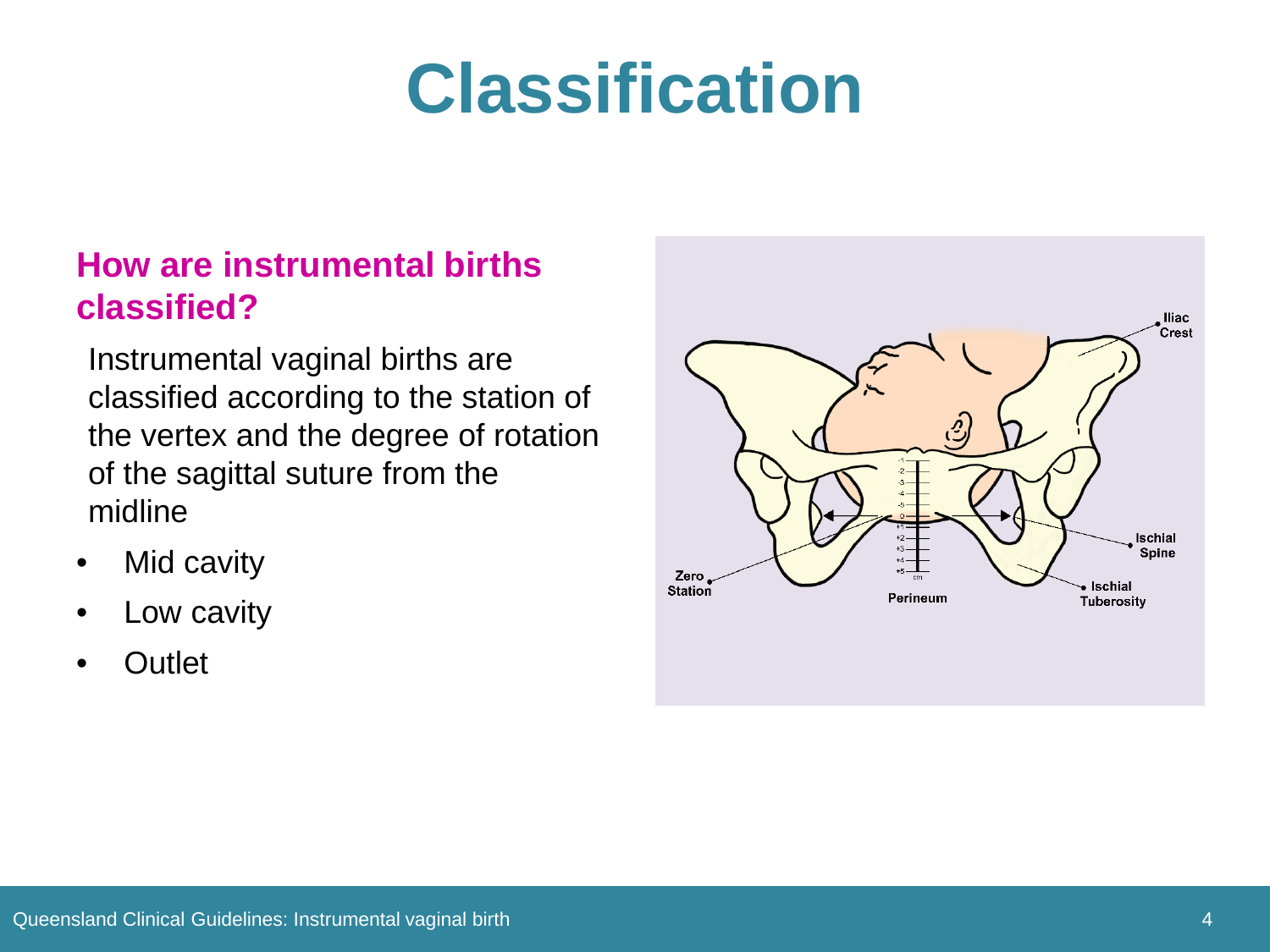# Classification

### How are instrumental births classified?

Instrumental vaginal births are classified according to the station of the vertex and the degree of rotation of the sagittal suture from the midline

- Mid cavity
- Low cavity
- Outlet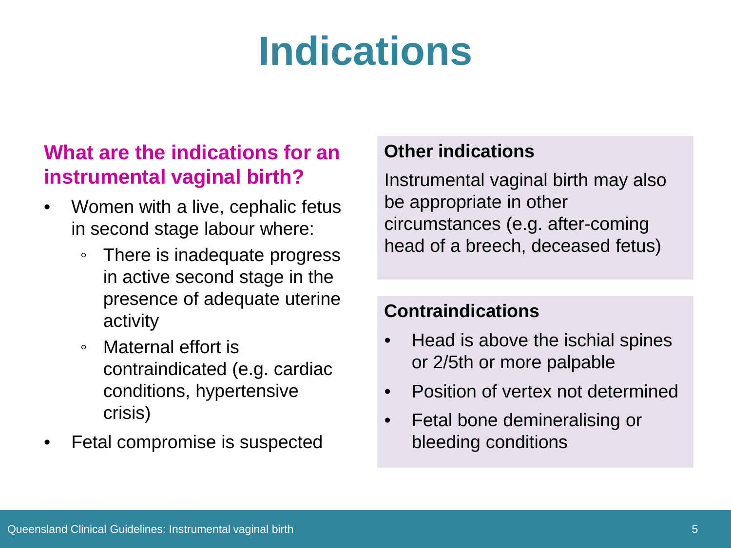# Indications

## What are the indications for an instrumental vaginal birth?

- Women with a live, cephalic fetus in second stage labour where:
  - There is inadequate progress in active second stage in the presence of adequate uterine activity
  - Maternal effort is contraindicated (e.g. cardiac conditions, hypertensive crisis)
- Fetal compromise is suspected

### Other indications

Instrumental vaginal birth may also be appropriate in other circumstances (e.g. after-coming head of a breech, deceased fetus)

### Contraindications

- Head is above the ischial spines or 2/5th or more palpable
- Position of vertex not determined
- Fetal bone demineralising or bleeding conditions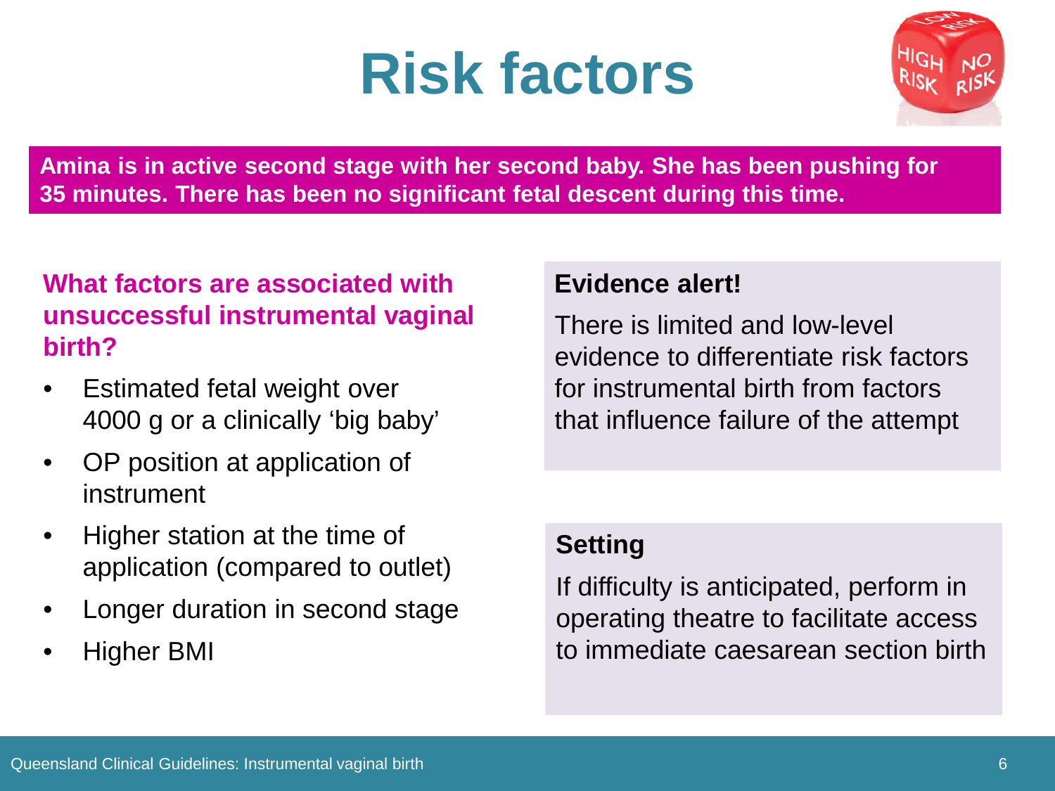# Risk factors

**Amina is in active second stage with her second baby. She has been pushing for 35 minutes. There has been no significant fetal descent during this time.**

**What factors are associated with unsuccessful instrumental vaginal birth?**

- Estimated fetal weight over 4000 g or a clinically 'big baby'
- OP position at application of instrument
- Higher station at the time of application (compared to outlet)
- Longer duration in second stage
- Higher BMI

**Evidence alert!**

There is limited and low-level evidence to differentiate risk factors for instrumental birth from factors that influence failure of the attempt

**Setting**

If difficulty is anticipated, perform in operating theatre to facilitate access to immediate caesarean section birth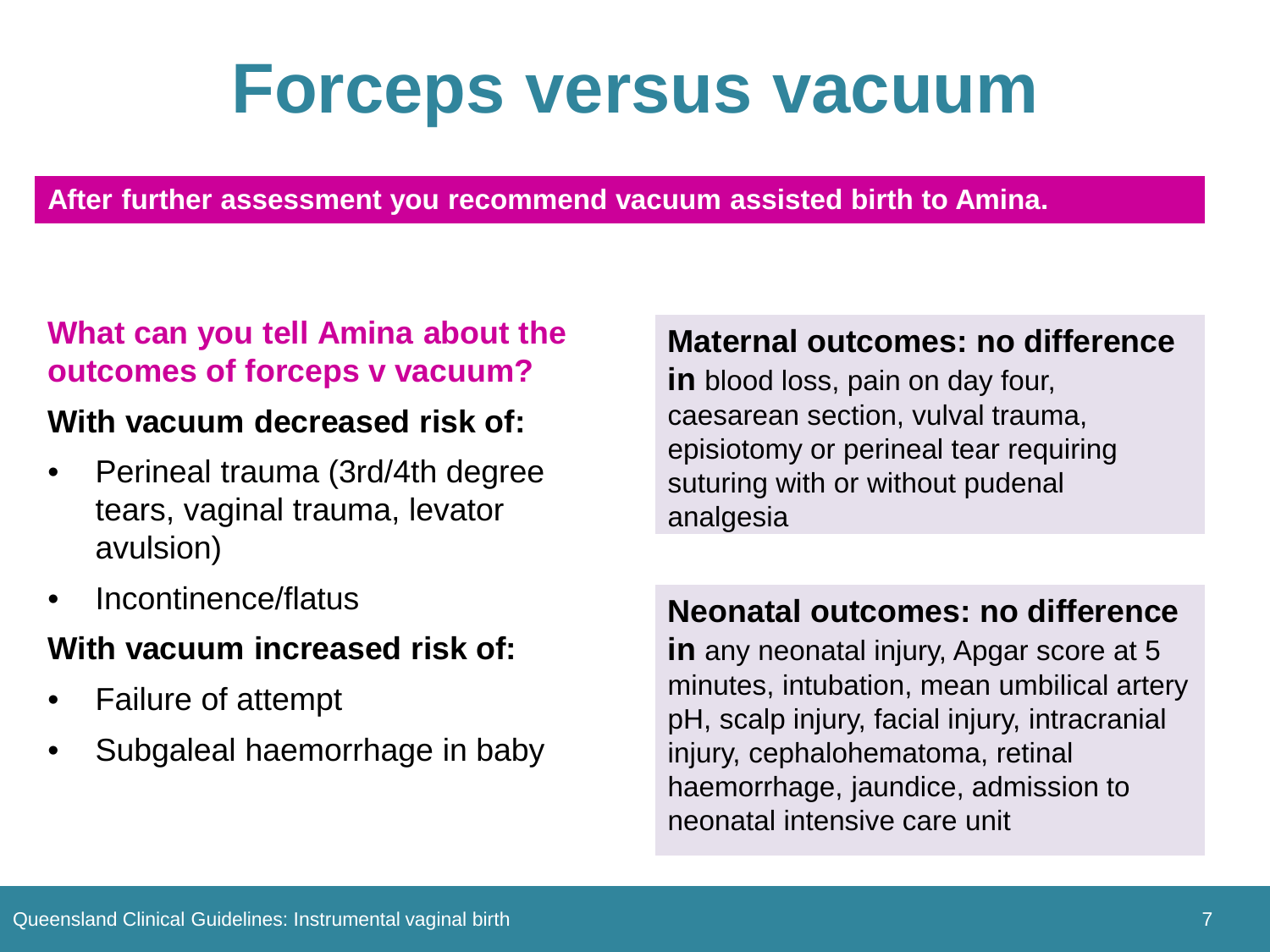# Forceps versus vacuum

**After further assessment you recommend vacuum assisted birth to Amina.**

**What can you tell Amina about the outcomes of forceps v vacuum?**

**With vacuum decreased risk of:**

- Perineal trauma (3rd/4th degree tears, vaginal trauma, levator avulsion)
- Incontinence/flatus

**With vacuum increased risk of:**

- Failure of attempt
- Subgaleal haemorrhage in baby

**Maternal outcomes: no difference in** blood loss, pain on day four, caesarean section, vulval trauma, episiotomy or perineal tear requiring suturing with or without pudenal analgesia

**Neonatal outcomes: no difference in** any neonatal injury, Apgar score at 5 minutes, intubation, mean umbilical artery pH, scalp injury, facial injury, intracranial injury, cephalohematoma, retinal haemorrhage, jaundice, admission to neonatal intensive care unit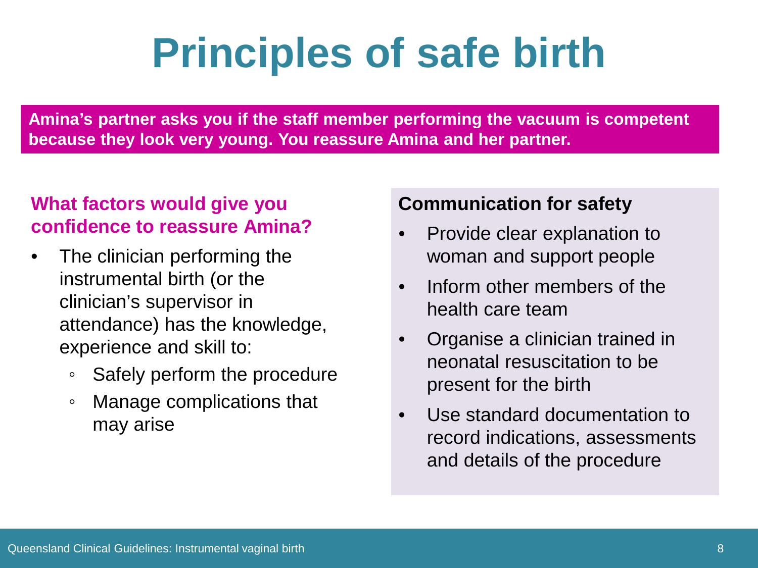# Principles of safe birth

**Amina's partner asks you if the staff member performing the vacuum is competent because they look very young. You reassure Amina and her partner.**

### What factors would give you confidence to reassure Amina?

- The clinician performing the instrumental birth (or the clinician's supervisor in attendance) has the knowledge, experience and skill to:
  - Safely perform the procedure
  - Manage complications that may arise

### Communication for safety

- Provide clear explanation to woman and support people
- Inform other members of the health care team
- Organise a clinician trained in neonatal resuscitation to be present for the birth
- Use standard documentation to record indications, assessments and details of the procedure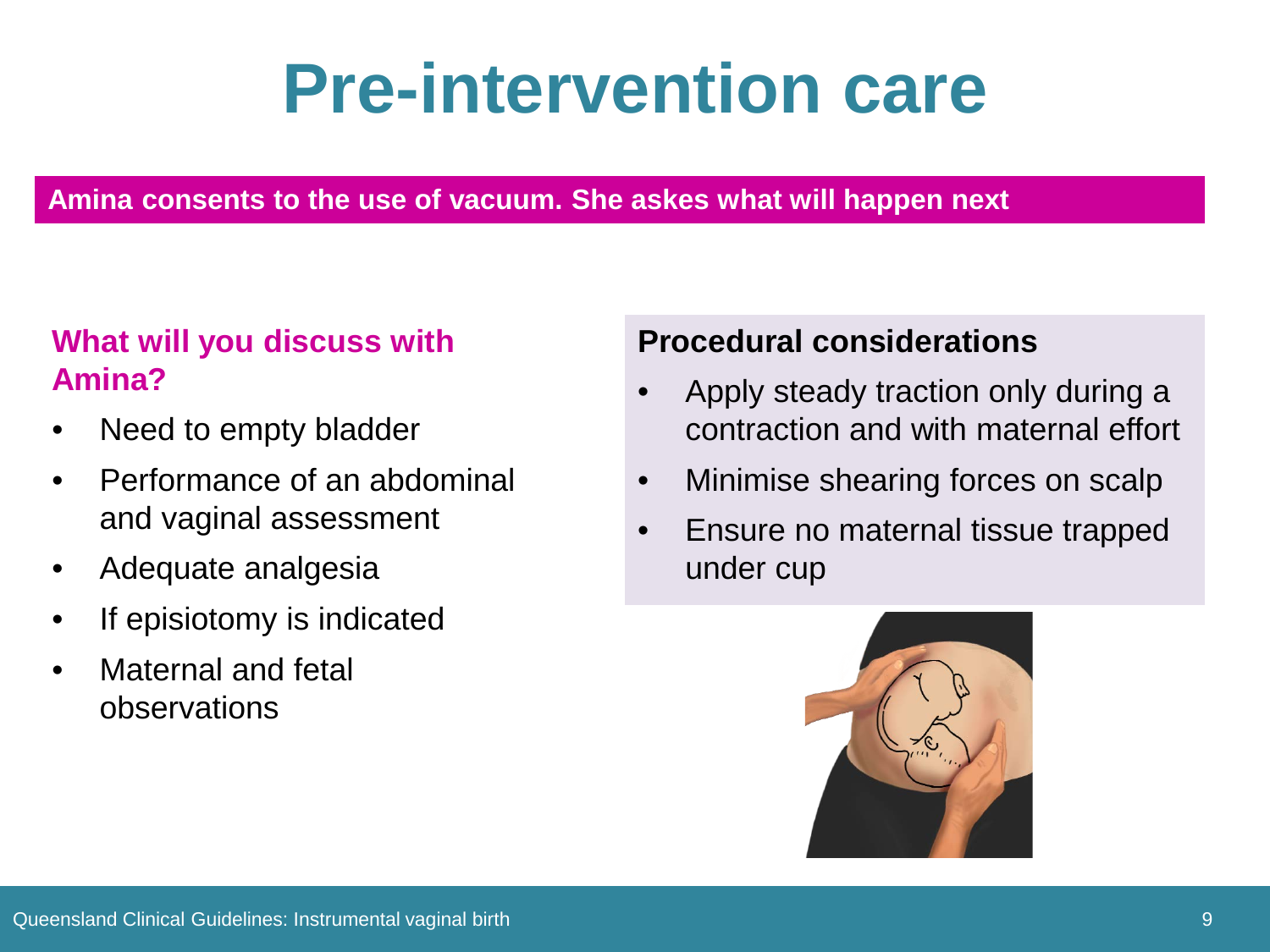# Pre-intervention care

**Amina consents to the use of vacuum. She askes what will happen next**

### What will you discuss with Amina?

- Need to empty bladder
- Performance of an abdominal and vaginal assessment
- Adequate analgesia
- If episiotomy is indicated
- Maternal and fetal observations

### Procedural considerations

- Apply steady traction only during a contraction and with maternal effort
- Minimise shearing forces on scalp
- Ensure no maternal tissue trapped under cup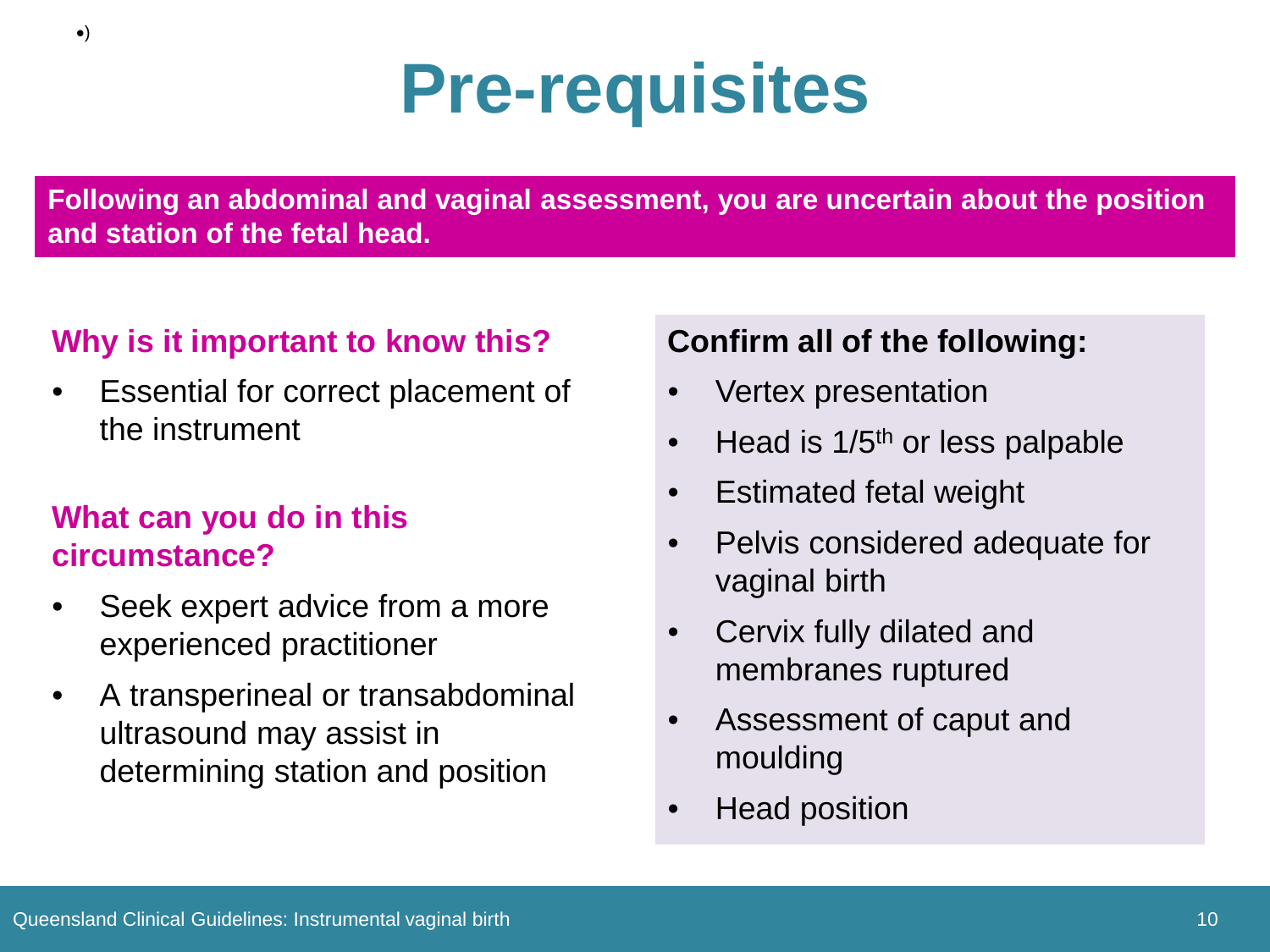# Pre-requisites

**Following an abdominal and vaginal assessment, you are uncertain about the position and station of the fetal head.**

### Why is it important to know this?

- Essential for correct placement of the instrument

### What can you do in this circumstance?

- Seek expert advice from a more experienced practitioner
- A transperineal or transabdominal ultrasound may assist in determining station and position

### Confirm all of the following:

- Vertex presentation
- Head is $1/5^{th}$ or less palpable
- Estimated fetal weight
- Pelvis considered adequate for vaginal birth
- Cervix fully dilated and membranes ruptured
- Assessment of caput and moulding
- Head position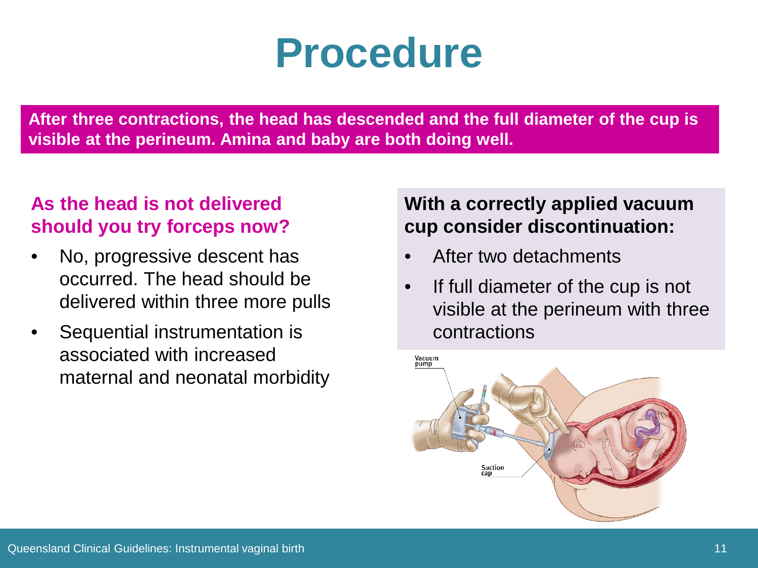# Procedure

**After three contractions, the head has descended and the full diameter of the cup is visible at the perineum. Amina and baby are both doing well.**

**As the head is not delivered should you try forceps now?**

- No, progressive descent has occurred. The head should be delivered within three more pulls
- Sequential instrumentation is associated with increased maternal and neonatal morbidity

**With a correctly applied vacuum cup consider discontinuation:**

- After two detachments
- If full diameter of the cup is not visible at the perineum with three contractions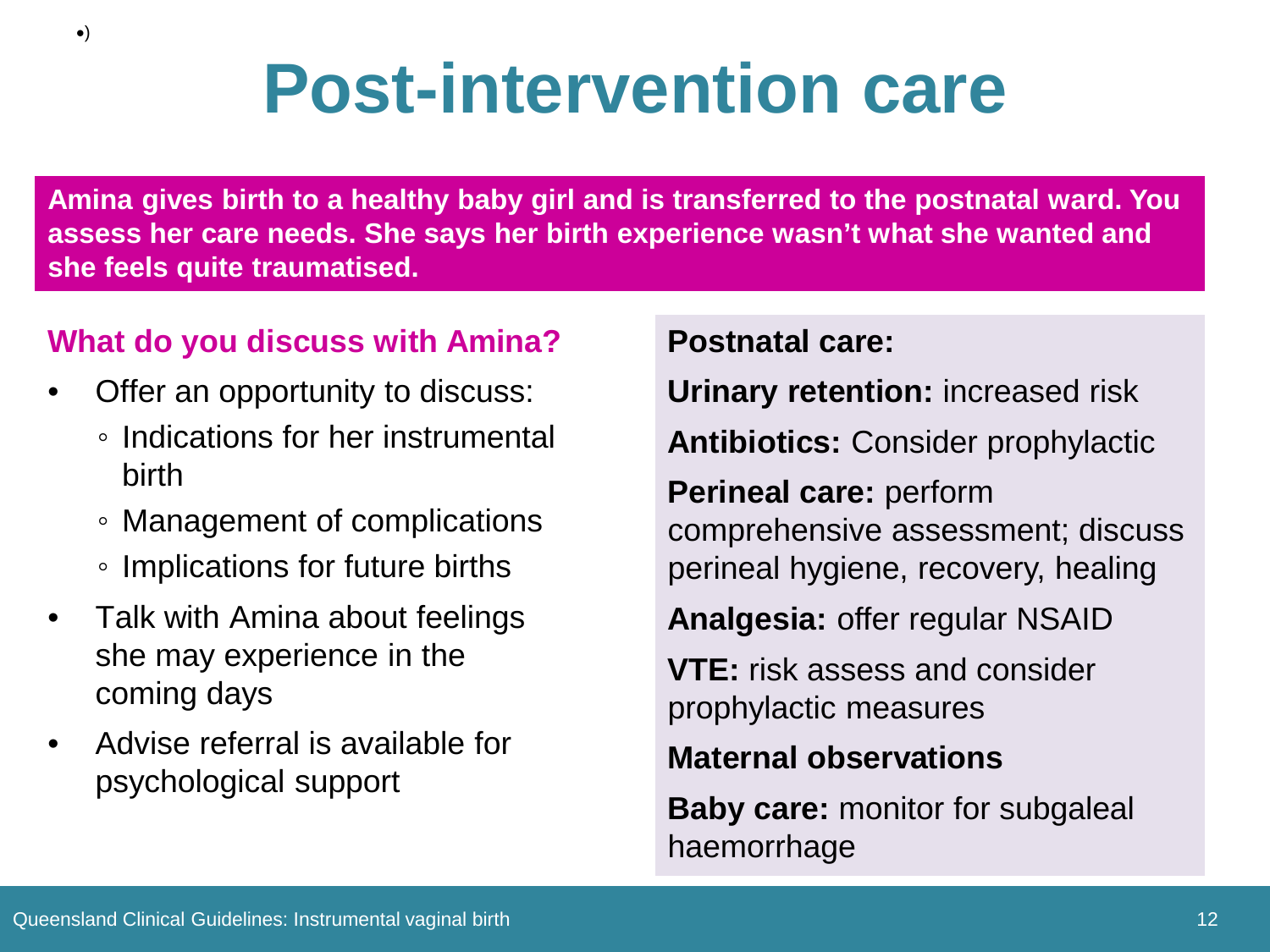# Post-intervention care

**Amina gives birth to a healthy baby girl and is transferred to the postnatal ward. You assess her care needs. She says her birth experience wasn't what she wanted and she feels quite traumatised.**

## What do you discuss with Amina?

- Offer an opportunity to discuss:
  - Indications for her instrumental birth
  - Management of complications
  - Implications for future births
- Talk with Amina about feelings she may experience in the coming days
- Advise referral is available for psychological support

**Postnatal care:**

**Urinary retention:** increased risk

**Antibiotics:** Consider prophylactic

**Perineal care:** perform comprehensive assessment; discuss perineal hygiene, recovery, healing

**Analgesia:** offer regular NSAID

**VTE:** risk assess and consider prophylactic measures

**Maternal observations**

**Baby care:** monitor for subgaleal haemorrhage